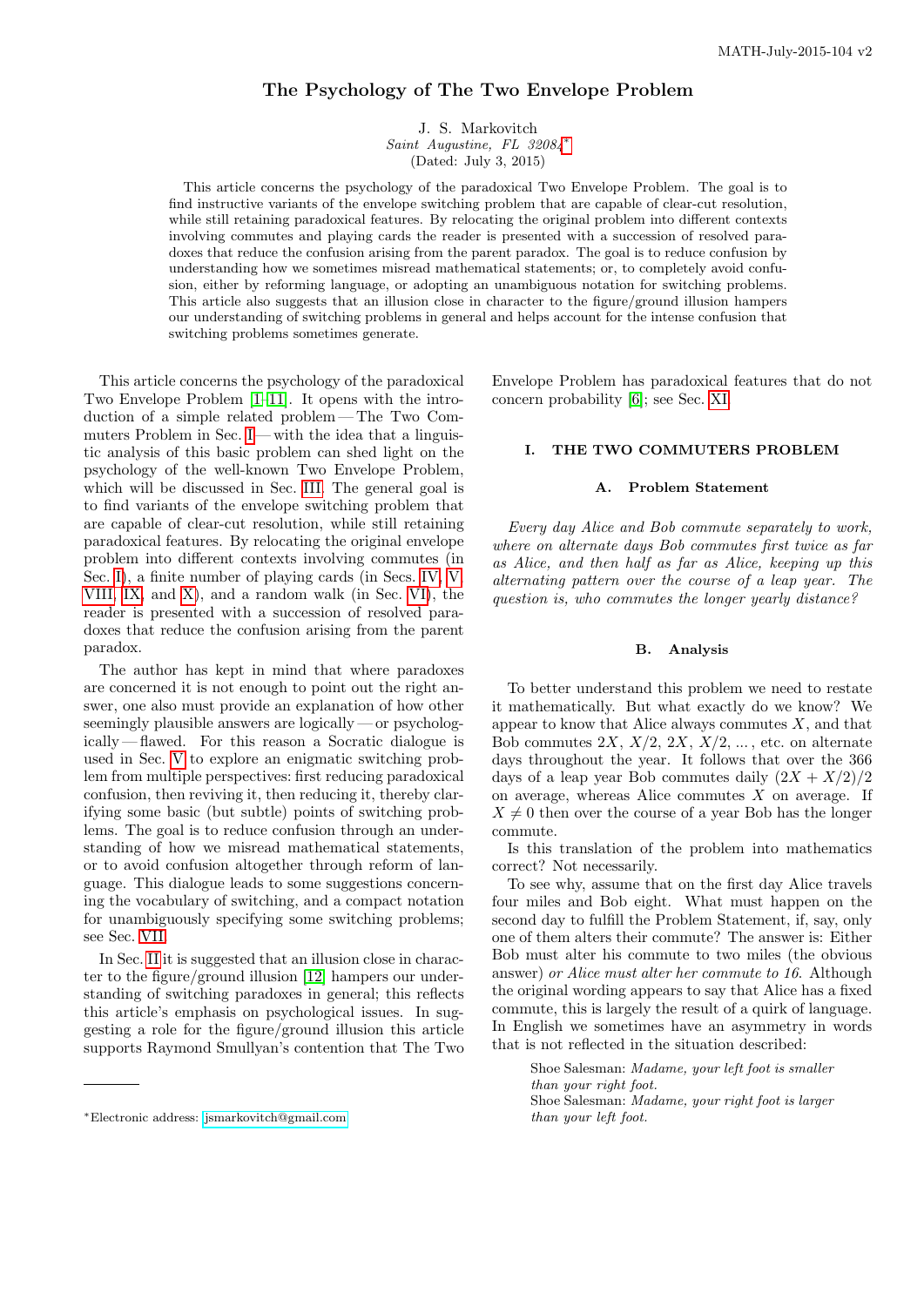# The Psychology of The Two Envelope Problem

J. S. Markovitch
*Saint Augustine, FL 32084*[*]
(Dated: July 3, 2015)

This article concerns the psychology of the paradoxical Two Envelope Problem. The goal is to find instructive variants of the envelope switching problem that are capable of clear-cut resolution, while still retaining paradoxical features. By relocating the original problem into different contexts involving commutes and playing cards the reader is presented with a succession of resolved paradoxes that reduce the confusion arising from the parent paradox. The goal is to reduce confusion by understanding how we sometimes misread mathematical statements; or, to completely avoid confusion, either by reforming language, or adopting an unambiguous notation for switching problems. This article also suggests that an illusion close in character to the figure/ground illusion hampers our understanding of switching problems in general and helps account for the intense confusion that switching problems sometimes generate.

This article concerns the psychology of the paradoxical Two Envelope Problem [1–11]. It opens with the introduction of a simple related problem — The Two Commuters Problem in Sec. I — with the idea that a linguistic analysis of this basic problem can shed light on the psychology of the well-known Two Envelope Problem, which will be discussed in Sec. III. The general goal is to find variants of the envelope switching problem that are capable of clear-cut resolution, while still retaining paradoxical features. By relocating the original envelope problem into different contexts involving commutes (in Sec. I), a finite number of playing cards (in Secs. IV, V, VIII, IX, and X), and a random walk (in Sec. VI), the reader is presented with a succession of resolved paradoxes that reduce the confusion arising from the parent paradox.

The author has kept in mind that where paradoxes are concerned it is not enough to point out the right answer, one also must provide an explanation of how other seemingly plausible answers are logically — or psychologically — flawed. For this reason a Socratic dialogue is used in Sec. V to explore an enigmatic switching problem from multiple perspectives: first reducing paradoxical confusion, then reviving it, then reducing it, thereby clarifying some basic (but subtle) points of switching problems. The goal is to reduce confusion through an understanding of how we misread mathematical statements, or to avoid confusion altogether through reform of language. This dialogue leads to some suggestions concerning the vocabulary of switching, and a compact notation for unambiguously specifying some switching problems; see Sec. VII.

In Sec. II it is suggested that an illusion close in character to the figure/ground illusion [12] hampers our understanding of switching paradoxes in general; this reflects this article's emphasis on psychological issues. In suggesting a role for the figure/ground illusion this article supports Raymond Smullyan's contention that The Two Envelope Problem has paradoxical features that do not concern probability [6]; see Sec. XI.

## I. THE TWO COMMUTERS PROBLEM

### A. Problem Statement

*Every day Alice and Bob commute separately to work, where on alternate days Bob commutes first twice as far as Alice, and then half as far as Alice, keeping up this alternating pattern over the course of a leap year. The question is, who commutes the longer yearly distance?*

### B. Analysis

To better understand this problem we need to restate it mathematically. But what exactly do we know? We appear to know that Alice always commutes $X$, and that Bob commutes $2X$, $X/2$, $2X$, $X/2$, ... , etc. on alternate days throughout the year. It follows that over the 366 days of a leap year Bob commutes daily $(2X + X/2)/2$ on average, whereas Alice commutes $X$ on average. If $X \neq 0$ then over the course of a year Bob has the longer commute.

Is this translation of the problem into mathematics correct? Not necessarily.

To see why, assume that on the first day Alice travels four miles and Bob eight. What must happen on the second day to fulfill the Problem Statement, if, say, only one of them alters their commute? The answer is: Either Bob must alter his commute to two miles (the obvious answer) *or Alice must alter her commute to 16*. Although the original wording appears to say that Alice has a fixed commute, this is largely the result of a quirk of language. In English we sometimes have an asymmetry in words that is not reflected in the situation described:

> Shoe Salesman: *Madame, your left foot is smaller than your right foot.*
> Shoe Salesman: *Madame, your right foot is larger than your left foot.*

[*]Electronic address: jsmarkovitch@gmail.com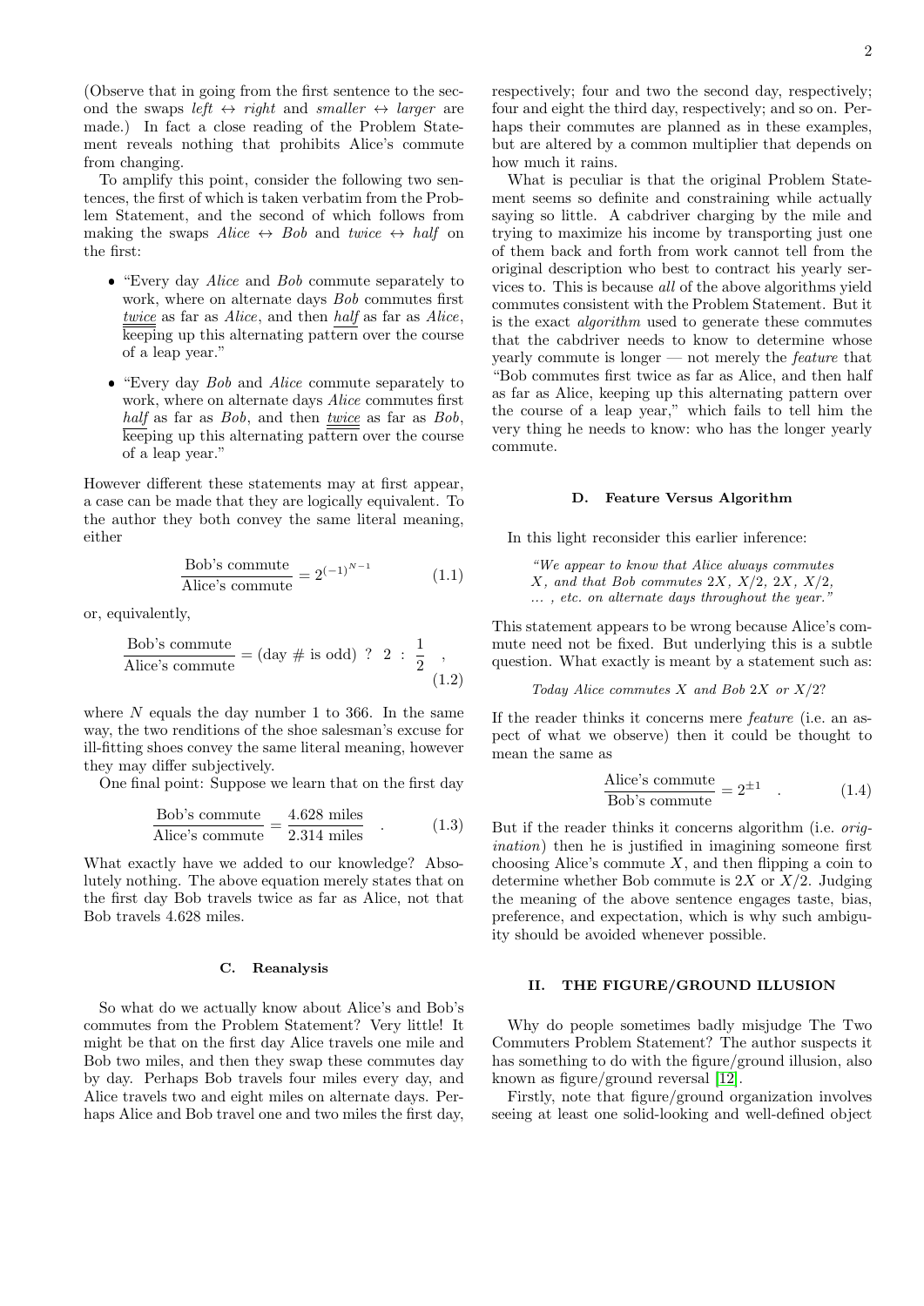(Observe that in going from the first sentence to the second the swaps *left* $\leftrightarrow$ *right* and *smaller* $\leftrightarrow$ *larger* are made.) In fact a close reading of the Problem Statement reveals nothing that prohibits Alice's commute from changing.

To amplify this point, consider the following two sentences, the first of which is taken verbatim from the Problem Statement, and the second of which follows from making the swaps *Alice* $\leftrightarrow$ *Bob* and *twice* $\leftrightarrow$ *half* on the first:

- "Every day *Alice* and *Bob* commute separately to work, where on alternate days *Bob* commutes first *twice* as far as *Alice*, and then *half* as far as *Alice*, keeping up this alternating pattern over the course of a leap year."
- "Every day *Bob* and *Alice* commute separately to work, where on alternate days *Alice* commutes first *half* as far as *Bob*, and then *twice* as far as *Bob*, keeping up this alternating pattern over the course of a leap year."

However different these statements may at first appear, a case can be made that they are logically equivalent. To the author they both convey the same literal meaning, either

$$\frac{\text{Bob's commute}}{\text{Alice's commute}} = 2^{(-1)^{N-1}} \tag{1.1}$$

or, equivalently,

$$\frac{\text{Bob's commute}}{\text{Alice's commute}} = (\text{day \# is odd}) \ ? \ 2 \ : \ \frac{1}{2} \quad , \tag{1.2}$$

where $N$ equals the day number 1 to 366. In the same way, the two renditions of the shoe salesman's excuse for ill-fitting shoes convey the same literal meaning, however they may differ subjectively.

One final point: Suppose we learn that on the first day

$$\frac{\text{Bob's commute}}{\text{Alice's commute}} = \frac{4.628 \text{ miles}}{2.314 \text{ miles}} \quad . \tag{1.3}$$

What exactly have we added to our knowledge? Absolutely nothing. The above equation merely states that on the first day Bob travels twice as far as Alice, not that Bob travels 4.628 miles.

### C. Reanalysis

So what do we actually know about Alice's and Bob's commutes from the Problem Statement? Very little! It might be that on the first day Alice travels one mile and Bob two miles, and then they swap these commutes day by day. Perhaps Bob travels four miles every day, and Alice travels two and eight miles on alternate days. Perhaps Alice and Bob travel one and two miles the first day, respectively; four and two the second day, respectively; four and eight the third day, respectively; and so on. Perhaps their commutes are planned as in these examples, but are altered by a common multiplier that depends on how much it rains.

What is peculiar is that the original Problem Statement seems so definite and constraining while actually saying so little. A cabdriver charging by the mile and trying to maximize his income by transporting just one of them back and forth from work cannot tell from the original description who best to contract his yearly services to. This is because *all* of the above algorithms yield commutes consistent with the Problem Statement. But it is the exact *algorithm* used to generate these commutes that the cabdriver needs to know to determine whose yearly commute is longer — not merely the *feature* that "Bob commutes first twice as far as Alice, and then half as far as Alice, keeping up this alternating pattern over the course of a leap year," which fails to tell him the very thing he needs to know: who has the longer yearly commute.

### D. Feature Versus Algorithm

In this light reconsider this earlier inference:

> *"We appear to know that Alice always commutes $X$, and that Bob commutes $2X$, $X/2$, $2X$, $X/2$, ... , etc. on alternate days throughout the year."*

This statement appears to be wrong because Alice's commute need not be fixed. But underlying this is a subtle question. What exactly is meant by a statement such as:

> *Today Alice commutes $X$ and Bob $2X$ or $X/2$?*

If the reader thinks it concerns mere *feature* (i.e. an aspect of what we observe) then it could be thought to mean the same as

$$\frac{\text{Alice's commute}}{\text{Bob's commute}} = 2^{\pm 1} \quad . \tag{1.4}$$

But if the reader thinks it concerns algorithm (i.e. *origination*) then he is justified in imagining someone first choosing Alice's commute $X$, and then flipping a coin to determine whether Bob commute is $2X$ or $X/2$. Judging the meaning of the above sentence engages taste, bias, preference, and expectation, which is why such ambiguity should be avoided whenever possible.

## II. THE FIGURE/GROUND ILLUSION

Why do people sometimes badly misjudge The Two Commuters Problem Statement? The author suspects it has something to do with the figure/ground illusion, also known as figure/ground reversal [12].

Firstly, note that figure/ground organization involves seeing at least one solid-looking and well-defined object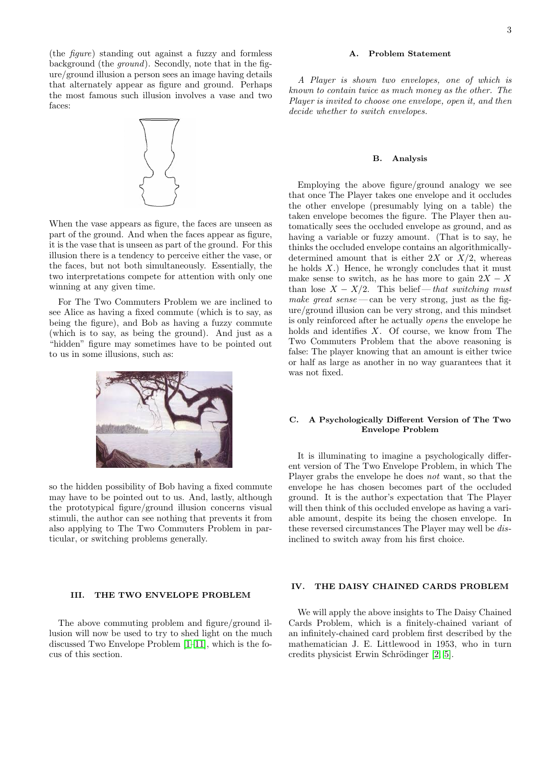(the *figure*) standing out against a fuzzy and formless background (the *ground*). Secondly, note that in the figure/ground illusion a person sees an image having details that alternately appear as figure and ground. Perhaps the most famous such illusion involves a vase and two faces:

When the vase appears as figure, the faces are unseen as part of the ground. And when the faces appear as figure, it is the vase that is unseen as part of the ground. For this illusion there is a tendency to perceive either the vase, or the faces, but not both simultaneously. Essentially, the two interpretations compete for attention with only one winning at any given time.

For The Two Commuters Problem we are inclined to see Alice as having a fixed commute (which is to say, as being the figure), and Bob as having a fuzzy commute (which is to say, as being the ground). And just as a "hidden" figure may sometimes have to be pointed out to us in some illusions, such as:

so the hidden possibility of Bob having a fixed commute may have to be pointed out to us. And, lastly, although the prototypical figure/ground illusion concerns visual stimuli, the author can see nothing that prevents it from also applying to The Two Commuters Problem in particular, or switching problems generally.

## III. THE TWO ENVELOPE PROBLEM

The above commuting problem and figure/ground illusion will now be used to try to shed light on the much discussed Two Envelope Problem [1–11], which is the focus of this section.

### A. Problem Statement

*A Player is shown two envelopes, one of which is known to contain twice as much money as the other. The Player is invited to choose one envelope, open it, and then decide whether to switch envelopes.*

### B. Analysis

Employing the above figure/ground analogy we see that once The Player takes one envelope and it occludes the other envelope (presumably lying on a table) the taken envelope becomes the figure. The Player then automatically sees the occluded envelope as ground, and as having a variable or fuzzy amount. (That is to say, he thinks the occluded envelope contains an algorithmically-determined amount that is either $2X$ or $X/2$, whereas he holds $X$.) Hence, he wrongly concludes that it must make sense to switch, as he has more to gain $2X - X$ than lose $X - X/2$. This belief — *that switching must make great sense* — can be very strong, just as the figure/ground illusion can be very strong, and this mindset is only reinforced after he actually *opens* the envelope he holds and identifies $X$. Of course, we know from The Two Commuters Problem that the above reasoning is false: The player knowing that an amount is either twice or half as large as another in no way guarantees that it was not fixed.

### C. A Psychologically Different Version of The Two Envelope Problem

It is illuminating to imagine a psychologically different version of The Two Envelope Problem, in which The Player grabs the envelope he does *not* want, so that the envelope he has chosen becomes part of the occluded ground. It is the author's expectation that The Player will then think of this occluded envelope as having a variable amount, despite its being the chosen envelope. In these reversed circumstances The Player may well be *dis*inclined to switch away from his first choice.

## IV. THE DAISY CHAINED CARDS PROBLEM

We will apply the above insights to The Daisy Chained Cards Problem, which is a finitely-chained variant of an infinitely-chained card problem first described by the mathematician J. E. Littlewood in 1953, who in turn credits physicist Erwin Schrödinger [2, 5].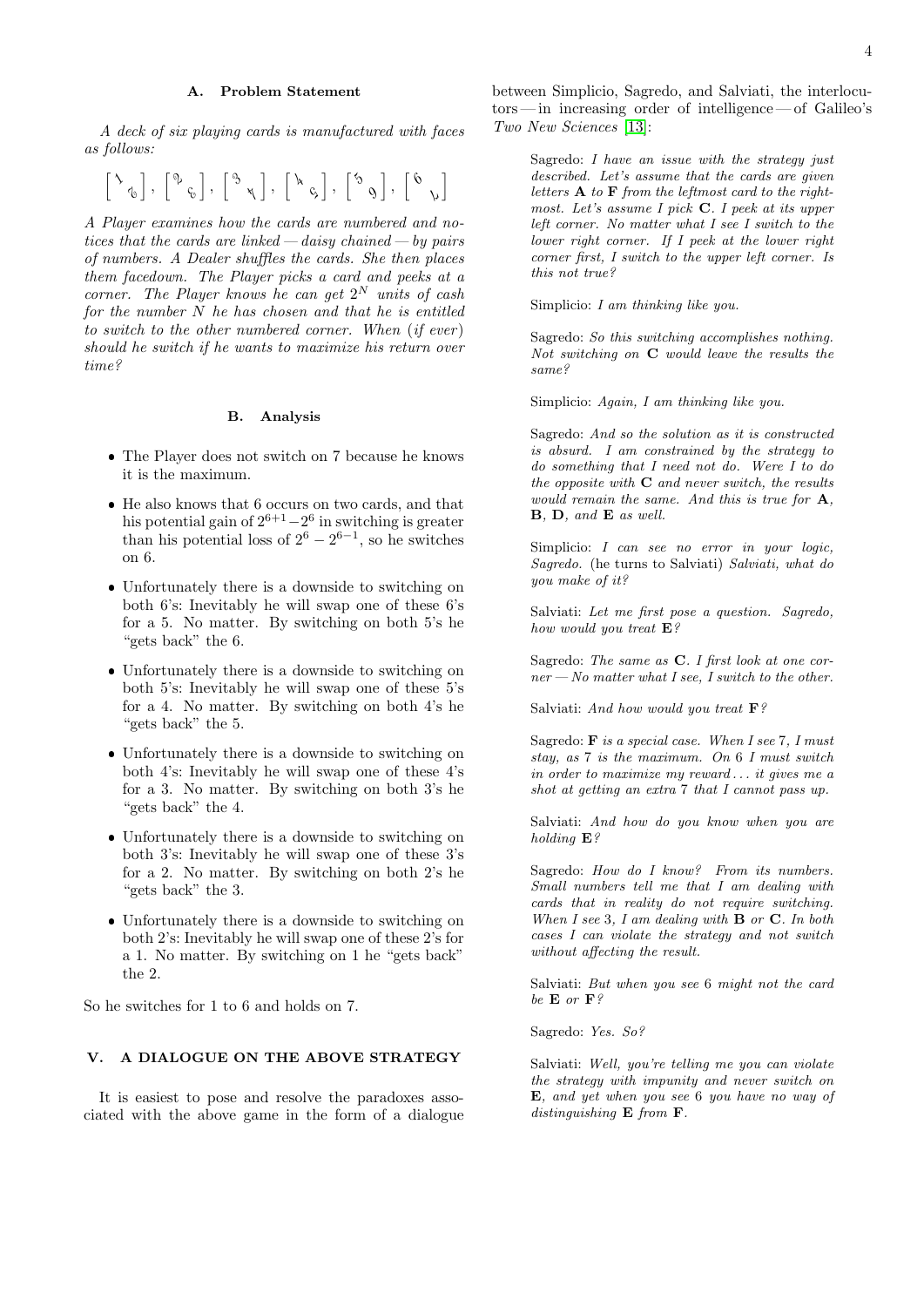### A. Problem Statement

*A deck of six playing cards is manufactured with faces as follows:*

$$\left[\begin{smallmatrix}1 & \\ & 2\end{smallmatrix}\right], \left[\begin{smallmatrix}2 & \\ & 3\end{smallmatrix}\right], \left[\begin{smallmatrix}3 & \\ & 4\end{smallmatrix}\right], \left[\begin{smallmatrix}4 & \\ & 5\end{smallmatrix}\right], \left[\begin{smallmatrix}5 & \\ & 6\end{smallmatrix}\right], \left[\begin{smallmatrix}6 & \\ & 7\end{smallmatrix}\right]$$

*A Player examines how the cards are numbered and notices that the cards are linked — daisy chained — by pairs of numbers. A Dealer shuffles the cards. She then places them facedown. The Player picks a card and peeks at a corner. The Player knows he can get $2^N$ units of cash for the number $N$ he has chosen and that he is entitled to switch to the other numbered corner. When (if ever) should he switch if he wants to maximize his return over time?*

### B. Analysis

- The Player does not switch on 7 because he knows it is the maximum.
- He also knows that 6 occurs on two cards, and that his potential gain of $2^{6+1} - 2^6$ in switching is greater than his potential loss of $2^6 - 2^{6-1}$, so he switches on 6.
- Unfortunately there is a downside to switching on both 6's: Inevitably he will swap one of these 6's for a 5. No matter. By switching on both 5's he "gets back" the 6.
- Unfortunately there is a downside to switching on both 5's: Inevitably he will swap one of these 5's for a 4. No matter. By switching on both 4's he "gets back" the 5.
- Unfortunately there is a downside to switching on both 4's: Inevitably he will swap one of these 4's for a 3. No matter. By switching on both 3's he "gets back" the 4.
- Unfortunately there is a downside to switching on both 3's: Inevitably he will swap one of these 3's for a 2. No matter. By switching on both 2's he "gets back" the 3.
- Unfortunately there is a downside to switching on both 2's: Inevitably he will swap one of these 2's for a 1. No matter. By switching on 1 he "gets back" the 2.

So he switches for 1 to 6 and holds on 7.

## V. A DIALOGUE ON THE ABOVE STRATEGY

It is easiest to pose and resolve the paradoxes associated with the above game in the form of a dialogue between Simplicio, Sagredo, and Salviati, the interlocutors — in increasing order of intelligence — of Galileo's *Two New Sciences* [13]:

> Sagredo: *I have an issue with the strategy just described. Let's assume that the cards are given letters* **A** *to* **F** *from the leftmost card to the rightmost. Let's assume I pick* **C***. I peek at its upper left corner. No matter what I see I switch to the lower right corner. If I peek at the lower right corner first, I switch to the upper left corner. Is this not true?*
>
> Simplicio: *I am thinking like you.*
>
> Sagredo: *So this switching accomplishes nothing. Not switching on* **C** *would leave the results the same?*
>
> Simplicio: *Again, I am thinking like you.*
>
> Sagredo: *And so the solution as it is constructed is absurd. I am constrained by the strategy to do something that I need not do. Were I to do the opposite with* **C** *and never switch, the results would remain the same. And this is true for* **A**, **B**, **D**, *and* **E** *as well.*
>
> Simplicio: *I can see no error in your logic, Sagredo.* (he turns to Salviati) *Salviati, what do you make of it?*
>
> Salviati: *Let me first pose a question. Sagredo, how would you treat* **E***?*
>
> Sagredo: *The same as* **C***. I first look at one corner — No matter what I see, I switch to the other.*
>
> Salviati: *And how would you treat* **F***?*
>
> Sagredo: **F** *is a special case. When I see* 7*, I must stay, as* 7 *is the maximum. On* 6 *I must switch in order to maximize my reward . . . it gives me a shot at getting an extra* 7 *that I cannot pass up.*
>
> Salviati: *And how do you know when you are holding* **E***?*
>
> Sagredo: *How do I know? From its numbers. Small numbers tell me that I am dealing with cards that in reality do not require switching. When I see* 3*, I am dealing with* **B** *or* **C***. In both cases I can violate the strategy and not switch without affecting the result.*
>
> Salviati: *But when you see* 6 *might not the card be* **E** *or* **F***?*
>
> Sagredo: *Yes. So?*
>
> Salviati: *Well, you're telling me you can violate the strategy with impunity and never switch on* **E***, and yet when you see* 6 *you have no way of distinguishing* **E** *from* **F***.*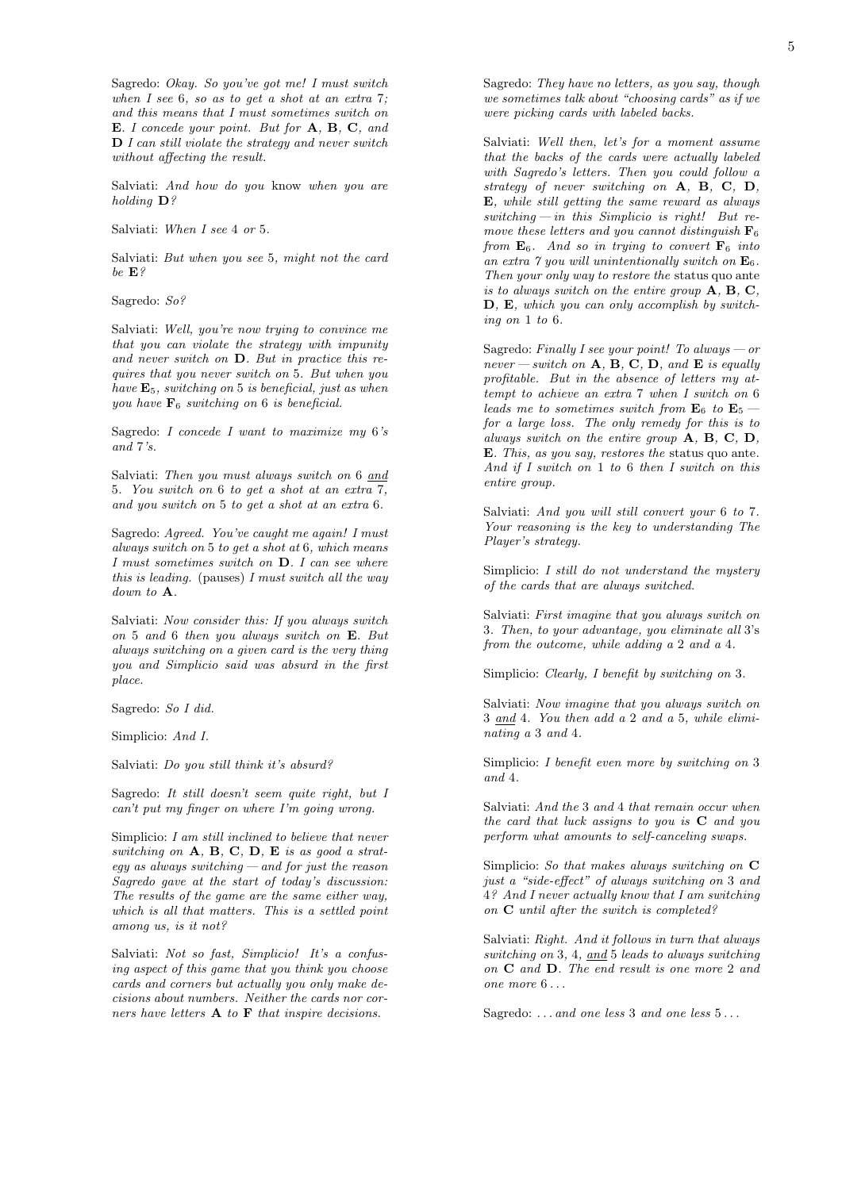Sagredo: *Okay. So you've got me! I must switch when I see 6, so as to get a shot at an extra 7; and this means that I must sometimes switch on* **E**. *I concede your point. But for* **A**, **B**, **C**, *and* **D** *I can still violate the strategy and never switch without affecting the result.*

Salviati: *And how do you* know *when you are holding* **D**?

Salviati: *When I see 4 or 5.*

Salviati: *But when you see 5, might not the card be* **E**?

Sagredo: *So?*

Salviati: *Well, you're now trying to convince me that you can violate the strategy with impunity and never switch on* **D**. *But in practice this requires that you never switch on 5. But when you have* $\mathbf{E}_5$, *switching on 5 is beneficial, just as when you have* $\mathbf{F}_6$ *switching on 6 is beneficial.*

Sagredo: *I concede I want to maximize my 6's and 7's.*

Salviati: *Then you must always switch on 6* <u>*and*</u> *5. You switch on 6 to get a shot at an extra 7, and you switch on 5 to get a shot at an extra 6.*

Sagredo: *Agreed. You've caught me again! I must always switch on 5 to get a shot at 6, which means I must sometimes switch on* **D**. *I can see where this is leading.* (pauses) *I must switch all the way down to* **A**.

Salviati: *Now consider this: If you always switch on 5 and 6 then you always switch on* **E**. *But always switching on a given card is the very thing you and Simplicio said was absurd in the first place.*

Sagredo: *So I did.*

Simplicio: *And I.*

Salviati: *Do you still think it's absurd?*

Sagredo: *It still doesn't seem quite right, but I can't put my finger on where I'm going wrong.*

Simplicio: *I am still inclined to believe that never switching on* **A**, **B**, **C**, **D**, **E** *is as good a strategy as always switching — and for just the reason Sagredo gave at the start of today's discussion: The results of the game are the same either way, which is all that matters. This is a settled point among us, is it not?*

Salviati: *Not so fast, Simplicio! It's a confusing aspect of this game that you think you choose cards and corners but actually you only make decisions about numbers. Neither the cards nor corners have letters* **A** *to* **F** *that inspire decisions.*

Sagredo: *They have no letters, as you say, though we sometimes talk about "choosing cards" as if we were picking cards with labeled backs.*

Salviati: *Well then, let's for a moment assume that the backs of the cards were actually labeled with Sagredo's letters. Then you could follow a strategy of never switching on* **A**, **B**, **C**, **D**, **E**, *while still getting the same reward as always switching — in this Simplicio is right! But remove these letters and you cannot distinguish* $\mathbf{F}_6$ *from* $\mathbf{E}_6$. *And so in trying to convert* $\mathbf{F}_6$ *into an extra 7 you will unintentionally switch on* $\mathbf{E}_6$. *Then your only way to restore the* status quo ante *is to always switch on the entire group* **A**, **B**, **C**, **D**, **E**, *which you can only accomplish by switching on 1 to 6.*

Sagredo: *Finally I see your point! To always — or never — switch on* **A**, **B**, **C**, **D**, *and* **E** *is equally profitable. But in the absence of letters my attempt to achieve an extra 7 when I switch on 6 leads me to sometimes switch from* $\mathbf{E}_6$ *to* $\mathbf{E}_5$ *— for a large loss. The only remedy for this is to always switch on the entire group* **A**, **B**, **C**, **D**, **E**. *This, as you say, restores the* status quo ante. *And if I switch on 1 to 6 then I switch on this entire group.*

Salviati: *And you will still convert your 6 to 7. Your reasoning is the key to understanding The Player's strategy.*

Simplicio: *I still do not understand the mystery of the cards that are always switched.*

Salviati: *First imagine that you always switch on 3. Then, to your advantage, you eliminate all 3's from the outcome, while adding a 2 and a 4.*

Simplicio: *Clearly, I benefit by switching on 3.*

Salviati: *Now imagine that you always switch on 3* <u>*and*</u> *4. You then add a 2 and a 5, while eliminating a 3 and 4.*

Simplicio: *I benefit even more by switching on 3 and 4.*

Salviati: *And the 3 and 4 that remain occur when the card that luck assigns to you is* **C** *and you perform what amounts to self-canceling swaps.*

Simplicio: *So that makes always switching on* **C** *just a "side-effect" of always switching on 3 and 4? And I never actually know that I am switching on* **C** *until after the switch is completed?*

Salviati: *Right. And it follows in turn that always switching on 3, 4,* <u>*and*</u> *5 leads to always switching on* **C** *and* **D**. *The end result is one more 2 and one more 6 . . .*

Sagredo: *. . . and one less 3 and one less 5 . . .*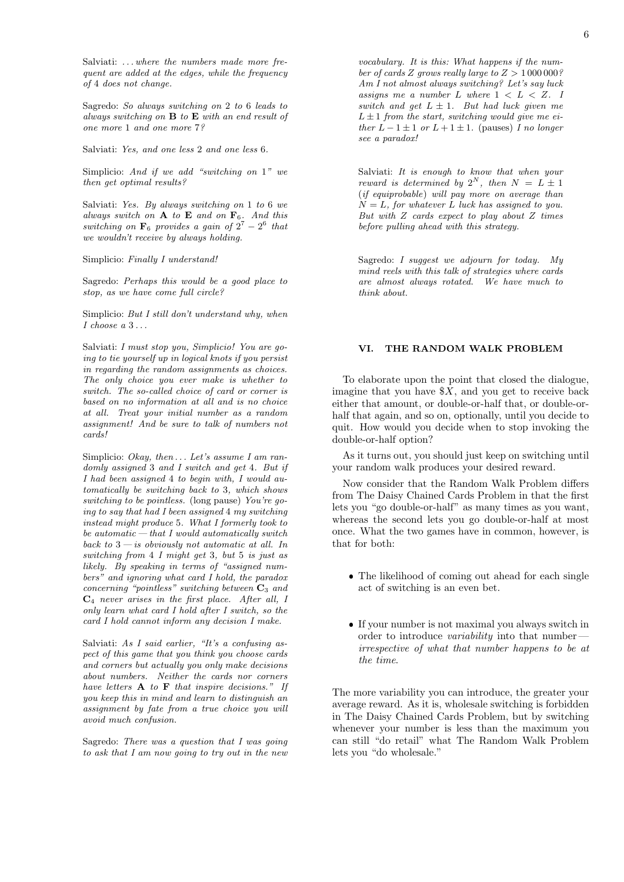Salviati: *...where the numbers made more frequent are added at the edges, while the frequency of* 4 *does not change.*

Sagredo: *So always switching on* 2 *to* 6 *leads to always switching on* **B** *to* **E** *with an end result of one more* 1 *and one more* 7*?*

Salviati: *Yes, and one less* 2 *and one less* 6*.*

Simplicio: *And if we add "switching on* 1*" we then get optimal results?*

Salviati: *Yes. By always switching on* 1 *to* 6 *we always switch on* **A** *to* **E** *and on* $\mathbf{F}_6$*. And this switching on* $\mathbf{F}_6$ *provides a gain of* $2^7 - 2^6$ *that we wouldn't receive by always holding.*

Simplicio: *Finally I understand!*

Sagredo: *Perhaps this would be a good place to stop, as we have come full circle?*

Simplicio: *But I still don't understand why, when I choose a* 3*...*

Salviati: *I must stop you, Simplicio! You are going to tie yourself up in logical knots if you persist in regarding the random assignments as choices. The only choice you ever make is whether to switch. The so-called choice of card or corner is based on no information at all and is no choice at all. Treat your initial number as a random assignment! And be sure to talk of numbers not cards!*

Simplicio: *Okay, then... Let's assume I am randomly assigned* 3 *and I switch and get* 4*. But if I had been assigned* 4 *to begin with, I would automatically be switching back to* 3*, which shows switching to be pointless.* (long pause) *You're going to say that had I been assigned* 4 *my switching instead might produce* 5*. What I formerly took to be automatic — that I would automatically switch back to* 3 *— is obviously not automatic at all. In switching from* 4 *I might get* 3*, but* 5 *is just as likely. By speaking in terms of "assigned numbers" and ignoring what card I hold, the paradox concerning "pointless" switching between* $\mathbf{C}_3$ *and* $\mathbf{C}_4$ *never arises in the first place. After all, I only learn what card I hold after I switch, so the card I hold cannot inform any decision I make.*

Salviati: *As I said earlier, "It's a confusing aspect of this game that you think you choose cards and corners but actually you only make decisions about numbers. Neither the cards nor corners have letters* **A** *to* **F** *that inspire decisions." If you keep this in mind and learn to distinguish an assignment by fate from a true choice you will avoid much confusion.*

Sagredo: *There was a question that I was going to ask that I am now going to try out in the new vocabulary. It is this: What happens if the number of cards* $Z$ *grows really large to* $Z > 1\,000\,000$*? Am I not almost always switching? Let's say luck assigns me a number* $L$ *where* $1 < L < Z$*. I switch and get* $L \pm 1$*. But had luck given me* $L \pm 1$ *from the start, switching would give me either* $L - 1 \pm 1$ *or* $L + 1 \pm 1$*.* (pauses) *I no longer see a paradox!*

Salviati: *It is enough to know that when your reward is determined by* $2^N$*, then* $N = L \pm 1$ *(if equiprobable) will pay more on average than* $N = L$*, for whatever* $L$ *luck has assigned to you. But with* $Z$ *cards expect to play about* $Z$ *times before pulling ahead with this strategy.*

Sagredo: *I suggest we adjourn for today. My mind reels with this talk of strategies where cards are almost always rotated. We have much to think about.*

## VI. THE RANDOM WALK PROBLEM

To elaborate upon the point that closed the dialogue, imagine that you have $\$X$, and you get to receive back either that amount, or double-or-half that, or double-or-half that again, and so on, optionally, until you decide to quit. How would you decide when to stop invoking the double-or-half option?

As it turns out, you should just keep on switching until your random walk produces your desired reward.

Now consider that the Random Walk Problem differs from The Daisy Chained Cards Problem in that the first lets you "go double-or-half" as many times as you want, whereas the second lets you go double-or-half at most once. What the two games have in common, however, is that for both:

- The likelihood of coming out ahead for each single act of switching is an even bet.
- If your number is not maximal you always switch in order to introduce *variability* into that number — *irrespective of what that number happens to be at the time*.

The more variability you can introduce, the greater your average reward. As it is, wholesale switching is forbidden in The Daisy Chained Cards Problem, but by switching whenever your number is less than the maximum you can still "do retail" what The Random Walk Problem lets you "do wholesale."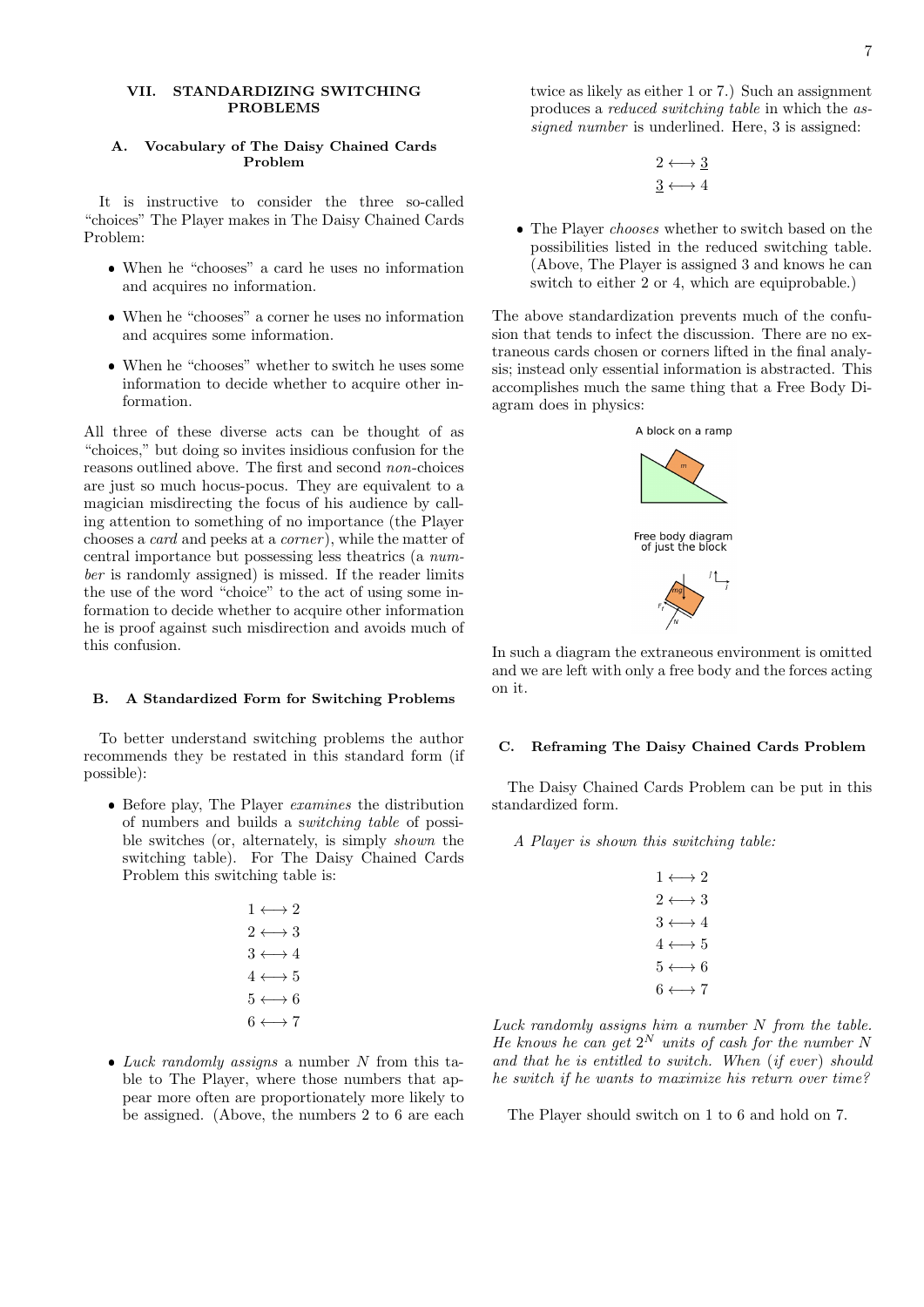## VII. STANDARDIZING SWITCHING PROBLEMS

### A. Vocabulary of The Daisy Chained Cards Problem

It is instructive to consider the three so-called "choices" The Player makes in The Daisy Chained Cards Problem:

- When he "chooses" a card he uses no information and acquires no information.
- When he "chooses" a corner he uses no information and acquires some information.
- When he "chooses" whether to switch he uses some information to decide whether to acquire other information.

All three of these diverse acts can be thought of as "choices," but doing so invites insidious confusion for the reasons outlined above. The first and second *non*-choices are just so much hocus-pocus. They are equivalent to a magician misdirecting the focus of his audience by calling attention to something of no importance (the Player chooses a *card* and peeks at a *corner*), while the matter of central importance but possessing less theatrics (a *number* is randomly assigned) is missed. If the reader limits the use of the word "choice" to the act of using some information to decide whether to acquire other information he is proof against such misdirection and avoids much of this confusion.

### B. A Standardized Form for Switching Problems

To better understand switching problems the author recommends they be restated in this standard form (if possible):

- Before play, The Player *examines* the distribution of numbers and builds a *switching table* of possible switches (or, alternately, is simply *shown* the switching table). For The Daisy Chained Cards Problem this switching table is:

$$
\begin{aligned}
1 &\longleftrightarrow 2 \\
2 &\longleftrightarrow 3 \\
3 &\longleftrightarrow 4 \\
4 &\longleftrightarrow 5 \\
5 &\longleftrightarrow 6 \\
6 &\longleftrightarrow 7
\end{aligned}
$$

- *Luck randomly assigns* a number $N$ from this table to The Player, where those numbers that appear more often are proportionately more likely to be assigned. (Above, the numbers 2 to 6 are each twice as likely as either 1 or 7.) Such an assignment produces a *reduced switching table* in which the *assigned number* is underlined. Here, 3 is assigned:

$$
\begin{aligned}
2 &\longleftrightarrow \underline{3} \\
\underline{3} &\longleftrightarrow 4
\end{aligned}
$$

- The Player *chooses* whether to switch based on the possibilities listed in the reduced switching table. (Above, The Player is assigned 3 and knows he can switch to either 2 or 4, which are equiprobable.)

The above standardization prevents much of the confusion that tends to infect the discussion. There are no extraneous cards chosen or corners lifted in the final analysis; instead only essential information is abstracted. This accomplishes much the same thing that a Free Body Diagram does in physics:

A block on a ramp

Free body diagram of just the block

In such a diagram the extraneous environment is omitted and we are left with only a free body and the forces acting on it.

### C. Reframing The Daisy Chained Cards Problem

The Daisy Chained Cards Problem can be put in this standardized form.

*A Player is shown this switching table:*

$$
\begin{aligned}
1 &\longleftrightarrow 2 \\
2 &\longleftrightarrow 3 \\
3 &\longleftrightarrow 4 \\
4 &\longleftrightarrow 5 \\
5 &\longleftrightarrow 6 \\
6 &\longleftrightarrow 7
\end{aligned}
$$

*Luck randomly assigns him a number $N$ from the table. He knows he can get $2^N$ units of cash for the number $N$ and that he is entitled to switch. When (if ever) should he switch if he wants to maximize his return over time?*

The Player should switch on 1 to 6 and hold on 7.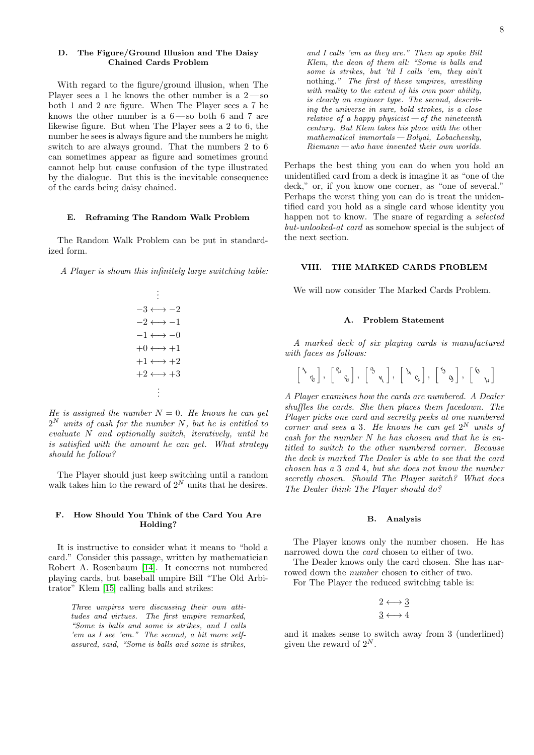### D. The Figure/Ground Illusion and The Daisy Chained Cards Problem

With regard to the figure/ground illusion, when The Player sees a 1 he knows the other number is a 2 — so both 1 and 2 are figure. When The Player sees a 7 he knows the other number is a 6 — so both 6 and 7 are likewise figure. But when The Player sees a 2 to 6, the number he sees is always figure and the numbers he might switch to are always ground. That the numbers 2 to 6 can sometimes appear as figure and sometimes ground cannot help but cause confusion of the type illustrated by the dialogue. But this is the inevitable consequence of the cards being daisy chained.

### E. Reframing The Random Walk Problem

The Random Walk Problem can be put in standardized form.

*A Player is shown this infinitely large switching table:*

$$\begin{array}{c} \vdots \\ -3 \longleftrightarrow -2 \\ -2 \longleftrightarrow -1 \\ -1 \longleftrightarrow -0 \\ +0 \longleftrightarrow +1 \\ +1 \longleftrightarrow +2 \\ +2 \longleftrightarrow +3 \\ \vdots \end{array}$$

*He is assigned the number $N = 0$. He knows he can get $2^N$ units of cash for the number $N$, but he is entitled to evaluate $N$ and optionally switch, iteratively, until he is satisfied with the amount he can get. What strategy should he follow?*

The Player should just keep switching until a random walk takes him to the reward of $2^N$ units that he desires.

### F. How Should You Think of the Card You Are Holding?

It is instructive to consider what it means to "hold a card." Consider this passage, written by mathematician Robert A. Rosenbaum [14]. It concerns not numbered playing cards, but baseball umpire Bill "The Old Arbitrator" Klem [15] calling balls and strikes:

> *Three umpires were discussing their own attitudes and virtues. The first umpire remarked, "Some is balls and some is strikes, and I calls 'em as I see 'em." The second, a bit more self-assured, said, "Some is balls and some is strikes, and I calls 'em as they are." Then up spoke Bill Klem, the dean of them all: "Some is balls and some is strikes, but 'til I calls 'em, they ain't* nothing.*" The first of these umpires, wrestling with reality to the extent of his own poor ability, is clearly an engineer type. The second, describing the universe in sure, bold strokes, is a close relative of a happy physicist — of the nineteenth century. But Klem takes his place with the* other *mathematical immortals — Bolyai, Lobachevsky, Riemann — who have invented their own worlds.*

Perhaps the best thing you can do when you hold an unidentified card from a deck is imagine it as "one of the deck," or, if you know one corner, as "one of several." Perhaps the worst thing you can do is treat the unidentified card you hold as a single card whose identity you happen not to know. The snare of regarding a *selected but-unlooked-at card* as somehow special is the subject of the next section.

## VIII. THE MARKED CARDS PROBLEM

We will now consider The Marked Cards Problem.

### A. Problem Statement

*A marked deck of six playing cards is manufactured with faces as follows:*

$$\begin{bmatrix} 1 & \\ & 2 \end{bmatrix}, \begin{bmatrix} 2 & \\ & 3 \end{bmatrix}, \begin{bmatrix} 3 & \\ & 4 \end{bmatrix}, \begin{bmatrix} 4 & \\ & 5 \end{bmatrix}, \begin{bmatrix} 5 & \\ & 6 \end{bmatrix}, \begin{bmatrix} 6 & \\ & 7 \end{bmatrix}$$

*A Player examines how the cards are numbered. A Dealer shuffles the cards. She then places them facedown. The Player picks one card and secretly peeks at one numbered corner and sees a 3. He knows he can get $2^N$ units of cash for the number $N$ he has chosen and that he is entitled to switch to the other numbered corner. Because the deck is marked The Dealer is able to see that the card chosen has a 3 and 4, but she does not know the number secretly chosen. Should The Player switch? What does The Dealer think The Player should do?*

### B. Analysis

The Player knows only the number chosen. He has narrowed down the *card* chosen to either of two.

The Dealer knows only the card chosen. She has narrowed down the *number* chosen to either of two.

For The Player the reduced switching table is:

$$\begin{array}{c} 2 \longleftrightarrow \underline{3} \\ \underline{3} \longleftrightarrow 4 \end{array}$$

and it makes sense to switch away from 3 (underlined) given the reward of $2^N$.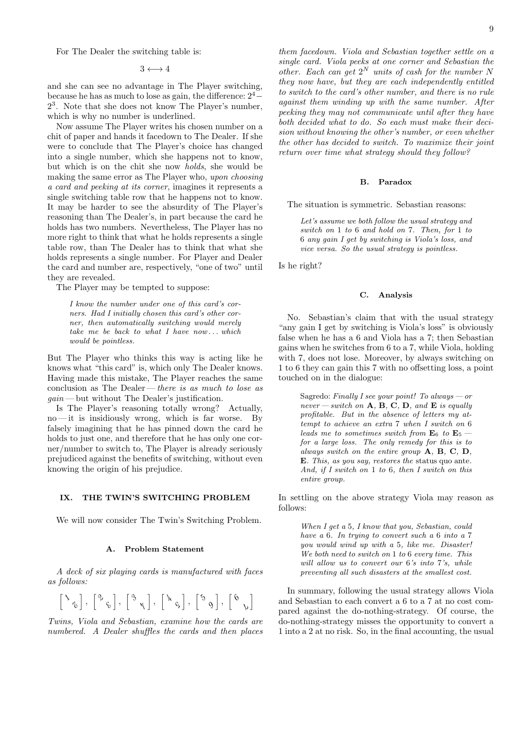For The Dealer the switching table is:

$$3 \longleftrightarrow 4$$

and she can see no advantage in The Player switching, because he has as much to lose as gain, the difference: $2^4 - 2^3$. Note that she does not know The Player's number, which is why no number is underlined.

Now assume The Player writes his chosen number on a chit of paper and hands it facedown to The Dealer. If she were to conclude that The Player's choice has changed into a single number, which she happens not to know, but which is on the chit she now *holds*, she would be making the same error as The Player who, *upon choosing a card and peeking at its corner*, imagines it represents a single switching table row that he happens not to know. It may be harder to see the absurdity of The Player's reasoning than The Dealer's, in part because the card he holds has two numbers. Nevertheless, The Player has no more right to think that what he holds represents a single table row, than The Dealer has to think that what she holds represents a single number. For Player and Dealer the card and number are, respectively, "one of two" until they are revealed.

The Player may be tempted to suppose:

> *I know the number under one of this card's corners. Had I initially chosen this card's other corner, then automatically switching would merely take me be back to what I have now... which would be pointless.*

But The Player who thinks this way is acting like he knows what "this card" is, which only The Dealer knows. Having made this mistake, The Player reaches the same conclusion as The Dealer — *there is as much to lose as gain* — but without The Dealer's justification.

Is The Player's reasoning totally wrong? Actually, no — it is insidiously wrong, which is far worse. By falsely imagining that he has pinned down the card he holds to just one, and therefore that he has only one corner/number to switch to, The Player is already seriously prejudiced against the benefits of switching, without even knowing the origin of his prejudice.

## IX. THE TWIN'S SWITCHING PROBLEM

We will now consider The Twin's Switching Problem.

### A. Problem Statement

*A deck of six playing cards is manufactured with faces as follows:*

$$\left[\,1\ \ 6\,\right],\ \left[\,2\ \ 6\,\right],\ \left[\,3\ \ 4\,\right],\ \left[\,4\ \ 5\,\right],\ \left[\,5\ \ 9\,\right],\ \left[\,6\ \ 7\,\right]$$

*Twins, Viola and Sebastian, examine how the cards are numbered. A Dealer shuffles the cards and then places them facedown. Viola and Sebastian together settle on a single card. Viola peeks at one corner and Sebastian the other. Each can get $2^N$ units of cash for the number $N$ they now have, but they are each independently entitled to switch to the card's other number, and there is no rule against them winding up with the same number. After peeking they may not communicate until after they have both decided what to do. So each must make their decision without knowing the other's number, or even whether the other has decided to switch. To maximize their joint return over time what strategy should they follow?*

### B. Paradox

The situation is symmetric. Sebastian reasons:

> *Let's assume we both follow the usual strategy and switch on 1 to 6 and hold on 7. Then, for 1 to 6 any gain I get by switching is Viola's loss, and vice versa. So the usual strategy is pointless.*

Is he right?

### C. Analysis

No. Sebastian's claim that with the usual strategy "any gain I get by switching is Viola's loss" is obviously false when he has a 6 and Viola has a 7; then Sebastian gains when he switches from 6 to a 7, while Viola, holding with 7, does not lose. Moreover, by always switching on 1 to 6 they can gain this 7 with no offsetting loss, a point touched on in the dialogue:

> Sagredo: *Finally I see your point! To always — or never — switch on* **A**, **B**, **C**, **D**, *and* **E** *is equally profitable. But in the absence of letters my attempt to achieve an extra 7 when I switch on 6 leads me to sometimes switch from* $\mathbf{E}_6$ *to* $\mathbf{E}_5$ *— for a large loss. The only remedy for this is to always switch on the entire group* **A**, **B**, **C**, **D**, **E**. *This, as you say, restores the* status quo ante. *And, if I switch on 1 to 6, then I switch on this entire group.*

In settling on the above strategy Viola may reason as follows:

> *When I get a 5, I know that you, Sebastian, could have a 6. In trying to convert such a 6 into a 7 you would wind up with a 5, like me. Disaster! We both need to switch on 1 to 6 every time. This will allow us to convert our 6's into 7's, while preventing all such disasters at the smallest cost.*

In summary, following the usual strategy allows Viola and Sebastian to each convert a 6 to a 7 at no cost compared against the do-nothing-strategy. Of course, the do-nothing-strategy misses the opportunity to convert a 1 into a 2 at no risk. So, in the final accounting, the usual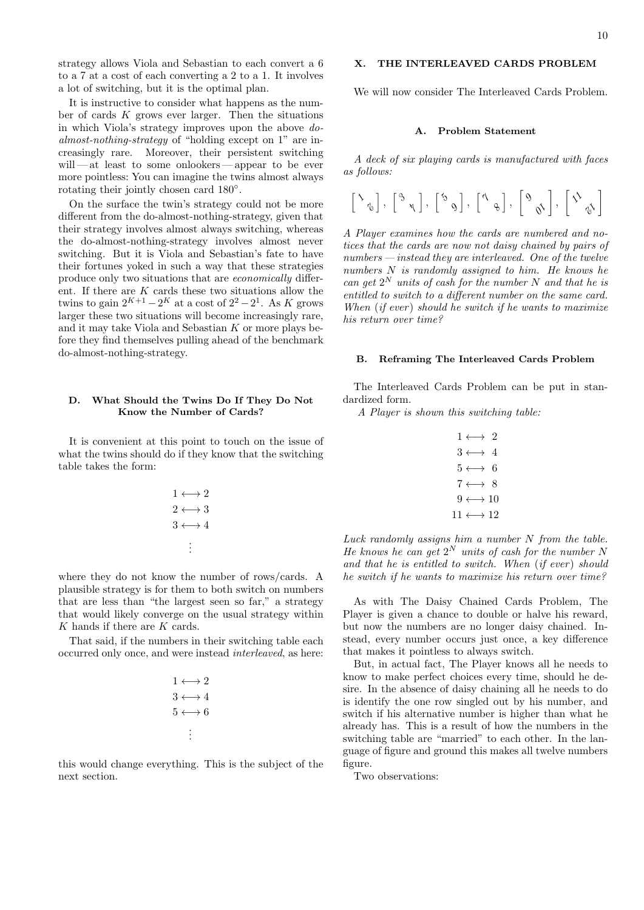strategy allows Viola and Sebastian to each convert a 6 to a 7 at a cost of each converting a 2 to a 1. It involves a lot of switching, but it is the optimal plan.

It is instructive to consider what happens as the number of cards $K$ grows ever larger. Then the situations in which Viola's strategy improves upon the above *do-almost-nothing-strategy* of "holding except on 1" are increasingly rare. Moreover, their persistent switching will — at least to some onlookers — appear to be ever more pointless: You can imagine the twins almost always rotating their jointly chosen card 180°.

On the surface the twin's strategy could not be more different from the do-almost-nothing-strategy, given that their strategy involves almost always switching, whereas the do-almost-nothing-strategy involves almost never switching. But it is Viola and Sebastian's fate to have their fortunes yoked in such a way that these strategies produce only two situations that are *economically* different. If there are $K$ cards these two situations allow the twins to gain $2^{K+1} - 2^K$ at a cost of $2^2 - 2^1$. As $K$ grows larger these two situations will become increasingly rare, and it may take Viola and Sebastian $K$ or more plays before they find themselves pulling ahead of the benchmark do-almost-nothing-strategy.

### D. What Should the Twins Do If They Do Not Know the Number of Cards?

It is convenient at this point to touch on the issue of what the twins should do if they know that the switching table takes the form:

$$1 \longleftrightarrow 2$$
$$2 \longleftrightarrow 3$$
$$3 \longleftrightarrow 4$$
$$\vdots$$

where they do not know the number of rows/cards. A plausible strategy is for them to both switch on numbers that are less than "the largest seen so far," a strategy that would likely converge on the usual strategy within $K$ hands if there are $K$ cards.

That said, if the numbers in their switching table each occurred only once, and were instead *interleaved*, as here:

$$1 \longleftrightarrow 2$$
$$3 \longleftrightarrow 4$$
$$5 \longleftrightarrow 6$$
$$\vdots$$

this would change everything. This is the subject of the next section.

## X. THE INTERLEAVED CARDS PROBLEM

We will now consider The Interleaved Cards Problem.

### A. Problem Statement

*A deck of six playing cards is manufactured with faces as follows:*

$$\begin{bmatrix} 1 & \\ & 2 \end{bmatrix}, \begin{bmatrix} 3 & \\ & 4 \end{bmatrix}, \begin{bmatrix} 5 & \\ & 6 \end{bmatrix}, \begin{bmatrix} 7 & \\ & 8 \end{bmatrix}, \begin{bmatrix} 9 & \\ & 10 \end{bmatrix}, \begin{bmatrix} 11 & \\ & 12 \end{bmatrix}$$

*A Player examines how the cards are numbered and notices that the cards are now not daisy chained by pairs of numbers — instead they are interleaved. One of the twelve numbers $N$ is randomly assigned to him. He knows he can get $2^N$ units of cash for the number $N$ and that he is entitled to switch to a different number on the same card. When (if ever) should he switch if he wants to maximize his return over time?*

### B. Reframing The Interleaved Cards Problem

The Interleaved Cards Problem can be put in standardized form.

*A Player is shown this switching table:*

$$1 \longleftrightarrow 2$$
$$3 \longleftrightarrow 4$$
$$5 \longleftrightarrow 6$$
$$7 \longleftrightarrow 8$$
$$9 \longleftrightarrow 10$$
$$11 \longleftrightarrow 12$$

*Luck randomly assigns him a number $N$ from the table. He knows he can get $2^N$ units of cash for the number $N$ and that he is entitled to switch. When (if ever) should he switch if he wants to maximize his return over time?*

As with The Daisy Chained Cards Problem, The Player is given a chance to double or halve his reward, but now the numbers are no longer daisy chained. Instead, every number occurs just once, a key difference that makes it pointless to always switch.

But, in actual fact, The Player knows all he needs to know to make perfect choices every time, should he desire. In the absence of daisy chaining all he needs to do is identify the one row singled out by his number, and switch if his alternative number is higher than what he already has. This is a result of how the numbers in the switching table are "married" to each other. In the language of figure and ground this makes all twelve numbers figure.

Two observations: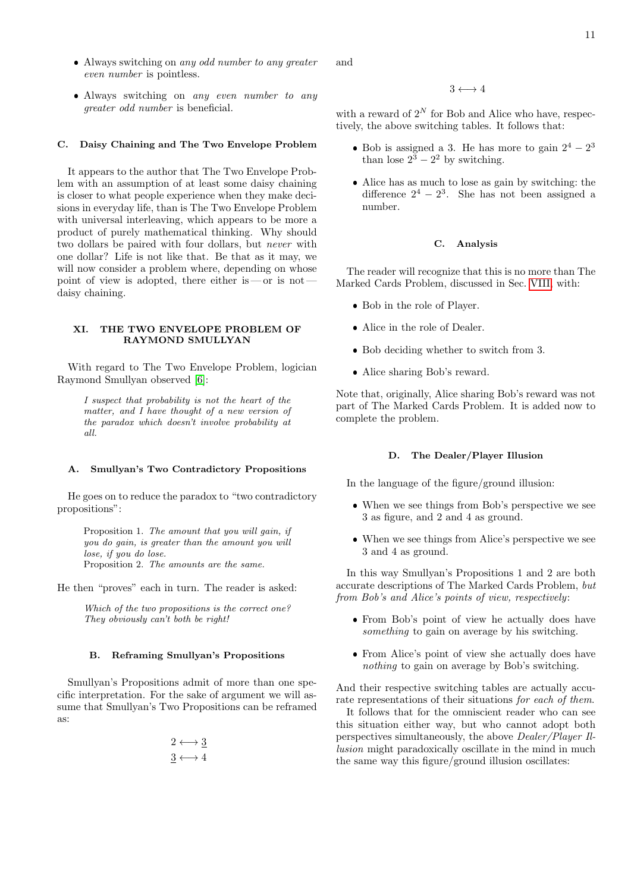- Always switching on *any odd number to any greater even number* is pointless.

- Always switching on *any even number to any greater odd number* is beneficial.

### C. Daisy Chaining and The Two Envelope Problem

It appears to the author that The Two Envelope Problem with an assumption of at least some daisy chaining is closer to what people experience when they make decisions in everyday life, than is The Two Envelope Problem with universal interleaving, which appears to be more a product of purely mathematical thinking. Why should two dollars be paired with four dollars, but *never* with one dollar? Life is not like that. Be that as it may, we will now consider a problem where, depending on whose point of view is adopted, there either is — or is not — daisy chaining.

## XI. THE TWO ENVELOPE PROBLEM OF RAYMOND SMULLYAN

With regard to The Two Envelope Problem, logician Raymond Smullyan observed [6]:

> *I suspect that probability is not the heart of the matter, and I have thought of a new version of the paradox which doesn't involve probability at all.*

### A. Smullyan's Two Contradictory Propositions

He goes on to reduce the paradox to "two contradictory propositions":

> Proposition 1. *The amount that you will gain, if you do gain, is greater than the amount you will lose, if you do lose.*
> Proposition 2. *The amounts are the same.*

He then "proves" each in turn. The reader is asked:

> *Which of the two propositions is the correct one? They obviously can't both be right!*

### B. Reframing Smullyan's Propositions

Smullyan's Propositions admit of more than one specific interpretation. For the sake of argument we will assume that Smullyan's Two Propositions can be reframed as:

$$2 \longleftrightarrow \underline{3}$$
$$\underline{3} \longleftrightarrow 4$$

and

$$3 \longleftrightarrow 4$$

with a reward of $2^N$ for Bob and Alice who have, respectively, the above switching tables. It follows that:

- Bob is assigned a 3. He has more to gain $2^4 - 2^3$ than lose $2^3 - 2^2$ by switching.

- Alice has as much to lose as gain by switching: the difference $2^4 - 2^3$. She has not been assigned a number.

### C. Analysis

The reader will recognize that this is no more than The Marked Cards Problem, discussed in Sec. VIII, with:

- Bob in the role of Player.
- Alice in the role of Dealer.
- Bob deciding whether to switch from 3.
- Alice sharing Bob's reward.

Note that, originally, Alice sharing Bob's reward was not part of The Marked Cards Problem. It is added now to complete the problem.

### D. The Dealer/Player Illusion

In the language of the figure/ground illusion:

- When we see things from Bob's perspective we see 3 as figure, and 2 and 4 as ground.
- When we see things from Alice's perspective we see 3 and 4 as ground.

In this way Smullyan's Propositions 1 and 2 are both accurate descriptions of The Marked Cards Problem, *but from Bob's and Alice's points of view, respectively*:

- From Bob's point of view he actually does have *something* to gain on average by his switching.
- From Alice's point of view she actually does have *nothing* to gain on average by Bob's switching.

And their respective switching tables are actually accurate representations of their situations *for each of them.*

It follows that for the omniscient reader who can see this situation either way, but who cannot adopt both perspectives simultaneously, the above *Dealer/Player Illusion* might paradoxically oscillate in the mind in much the same way this figure/ground illusion oscillates: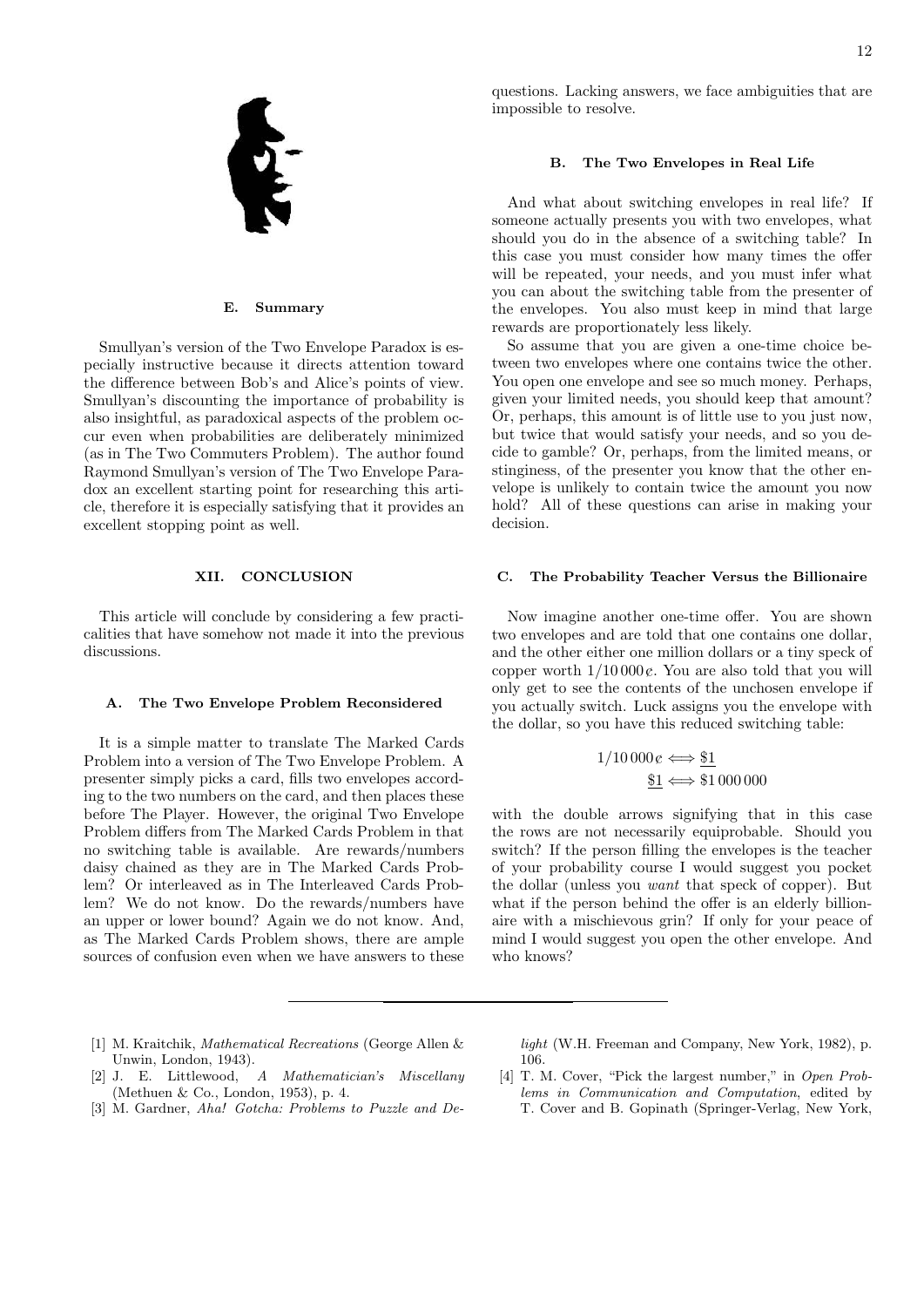### E. Summary

Smullyan's version of the Two Envelope Paradox is especially instructive because it directs attention toward the difference between Bob's and Alice's points of view. Smullyan's discounting the importance of probability is also insightful, as paradoxical aspects of the problem occur even when probabilities are deliberately minimized (as in The Two Commuters Problem). The author found Raymond Smullyan's version of The Two Envelope Paradox an excellent starting point for researching this article, therefore it is especially satisfying that it provides an excellent stopping point as well.

## XII. CONCLUSION

This article will conclude by considering a few practicalities that have somehow not made it into the previous discussions.

### A. The Two Envelope Problem Reconsidered

It is a simple matter to translate The Marked Cards Problem into a version of The Two Envelope Problem. A presenter simply picks a card, fills two envelopes according to the two numbers on the card, and then places these before The Player. However, the original Two Envelope Problem differs from The Marked Cards Problem in that no switching table is available. Are rewards/numbers daisy chained as they are in The Marked Cards Problem? Or interleaved as in The Interleaved Cards Problem? We do not know. Do the rewards/numbers have an upper or lower bound? Again we do not know. And, as The Marked Cards Problem shows, there are ample sources of confusion even when we have answers to these questions. Lacking answers, we face ambiguities that are impossible to resolve.

### B. The Two Envelopes in Real Life

And what about switching envelopes in real life? If someone actually presents you with two envelopes, what should you do in the absence of a switching table? In this case you must consider how many times the offer will be repeated, your needs, and you must infer what you can about the switching table from the presenter of the envelopes. You also must keep in mind that large rewards are proportionately less likely.

So assume that you are given a one-time choice between two envelopes where one contains twice the other. You open one envelope and see so much money. Perhaps, given your limited needs, you should keep that amount? Or, perhaps, this amount is of little use to you just now, but twice that would satisfy your needs, and so you decide to gamble? Or, perhaps, from the limited means, or stinginess, of the presenter you know that the other envelope is unlikely to contain twice the amount you now hold? All of these questions can arise in making your decision.

### C. The Probability Teacher Versus the Billionaire

Now imagine another one-time offer. You are shown two envelopes and are told that one contains one dollar, and the other either one million dollars or a tiny speck of copper worth $1/10\,000$¢. You are also told that you will only get to see the contents of the unchosen envelope if you actually switch. Luck assigns you the envelope with the dollar, so you have this reduced switching table:

$$1/10\,000\text{¢} \Longleftrightarrow \underline{\$1}$$
$$\underline{\$1} \Longleftrightarrow \$1\,000\,000$$

with the double arrows signifying that in this case the rows are not necessarily equiprobable. Should you switch? If the person filling the envelopes is the teacher of your probability course I would suggest you pocket the dollar (unless you *want* that speck of copper). But what if the person behind the offer is an elderly billionaire with a mischievous grin? If only for your peace of mind I would suggest you open the other envelope. And who knows?

---

[1] M. Kraitchik, *Mathematical Recreations* (George Allen & Unwin, London, 1943).

[2] J. E. Littlewood, *A Mathematician's Miscellany* (Methuen & Co., London, 1953), p. 4.

[3] M. Gardner, *Aha! Gotcha: Problems to Puzzle and Delight* (W.H. Freeman and Company, New York, 1982), p. 106.

[4] T. M. Cover, "Pick the largest number," in *Open Problems in Communication and Computation*, edited by T. Cover and B. Gopinath (Springer-Verlag, New York,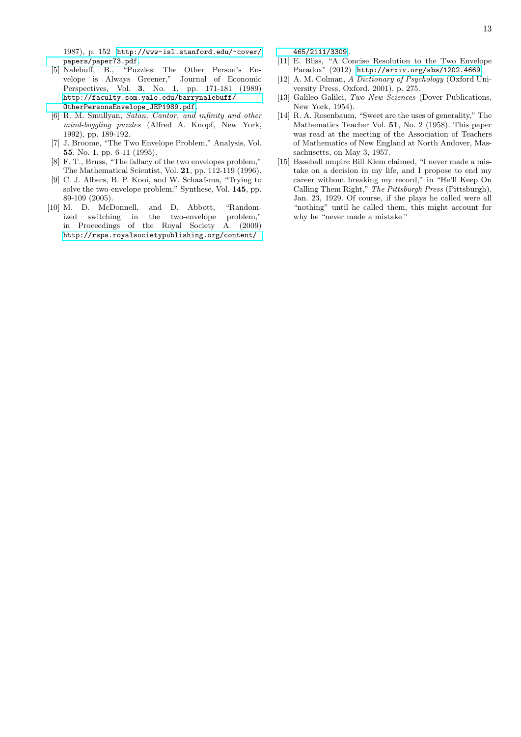1987), p. 152 http://www-isl.stanford.edu/~cover/papers/paper73.pdf.

[5] Nalebuff, B., "Puzzles: The Other Person's Envelope is Always Greener," Journal of Economic Perspectives, Vol. **3**, No. 1, pp. 171-181 (1989) http://faculty.som.yale.edu/barrynalebuff/OtherPersonsEnvelope_JEP1989.pdf.

[6] R. M. Smullyan, *Satan, Cantor, and infinity and other mind-boggling puzzles* (Alfred A. Knopf, New York, 1992), pp. 189-192.

[7] J. Broome, "The Two Envelope Problem," Analysis, Vol. **55**, No. 1, pp. 6-11 (1995).

[8] F. T., Bruss, "The fallacy of the two envelopes problem," The Mathematical Scientist, Vol. **21**, pp. 112-119 (1996).

[9] C. J. Albers, B. P. Kooi, and W. Schaafsma, "Trying to solve the two-envelope problem," Synthese, Vol. **145**, pp. 89-109 (2005).

[10] M. D. McDonnell, and D. Abbott, "Randomized switching in the two-envelope problem," in Proceedings of the Royal Society A. (2009) http://rspa.royalsocietypublishing.org/content/465/2111/3309.

[11] E. Bliss, "A Concise Resolution to the Two Envelope Paradox" (2012) http://arxiv.org/abs/1202.4669.

[12] A. M. Colman, *A Dictionary of Psychology* (Oxford University Press, Oxford, 2001), p. 275.

[13] Galileo Galilei, *Two New Sciences* (Dover Publications, New York, 1954).

[14] R. A. Rosenbaum, "Sweet are the uses of generality," The Mathematics Teacher Vol. **51**, No. 2 (1958). This paper was read at the meeting of the Association of Teachers of Mathematics of New England at North Andover, Massachusetts, on May 3, 1957.

[15] Baseball umpire Bill Klem claimed, "I never made a mistake on a decision in my life, and I propose to end my career without breaking my record," in "He'll Keep On Calling Them Right," *The Pittsburgh Press* (Pittsburgh), Jan. 23, 1929. Of course, if the plays he called were all "nothing" until he called them, this might account for why he "never made a mistake."